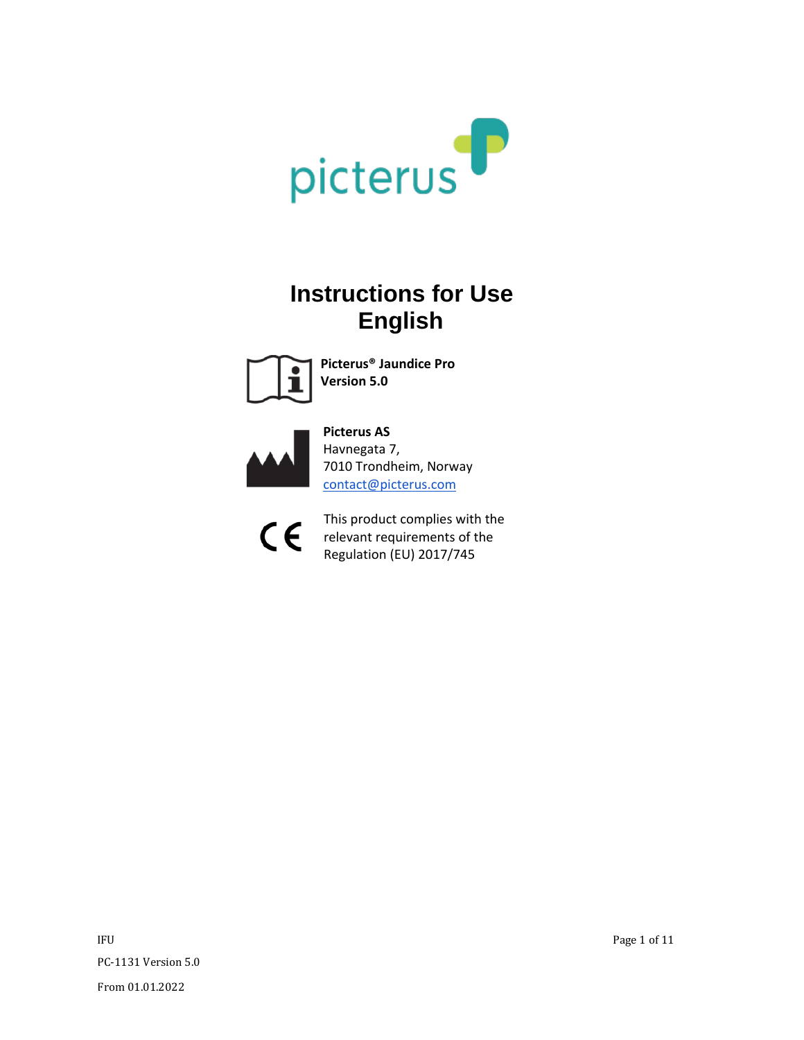picterus

# Instructions for Use
# English

**Picterus® Jaundice Pro**
**Version 5.0**

**Picterus AS**
Havnegata 7,
7010 Trondheim, Norway
contact@picterus.com

This product complies with the relevant requirements of the Regulation (EU) 2017/745

IFU

PC-1131 Version 5.0

From 01.01.2022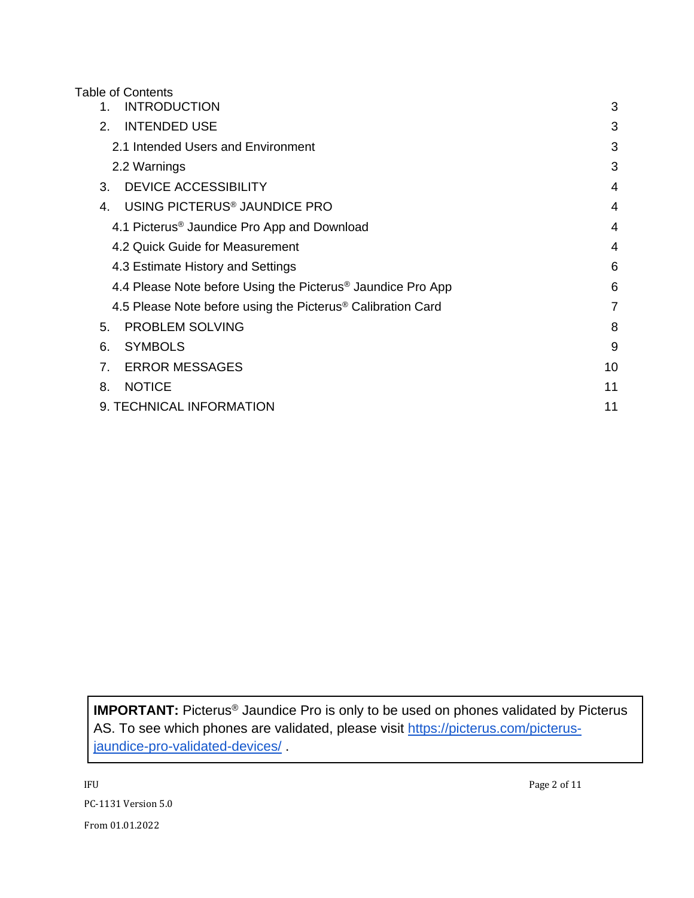Table of Contents

| | |
|---|---|
| 1. INTRODUCTION | 3 |
| 2. INTENDED USE | 3 |
| 2.1 Intended Users and Environment | 3 |
| 2.2 Warnings | 3 |
| 3. DEVICE ACCESSIBILITY | 4 |
| 4. USING PICTERUS® JAUNDICE PRO | 4 |
| 4.1 Picterus® Jaundice Pro App and Download | 4 |
| 4.2 Quick Guide for Measurement | 4 |
| 4.3 Estimate History and Settings | 6 |
| 4.4 Please Note before Using the Picterus® Jaundice Pro App | 6 |
| 4.5 Please Note before using the Picterus® Calibration Card | 7 |
| 5. PROBLEM SOLVING | 8 |
| 6. SYMBOLS | 9 |
| 7. ERROR MESSAGES | 10 |
| 8. NOTICE | 11 |
| 9. TECHNICAL INFORMATION | 11 |

**IMPORTANT:** Picterus® Jaundice Pro is only to be used on phones validated by Picterus AS. To see which phones are validated, please visit https://picterus.com/picterus-jaundice-pro-validated-devices/ .

IFU

PC-1131 Version 5.0

From 01.01.2022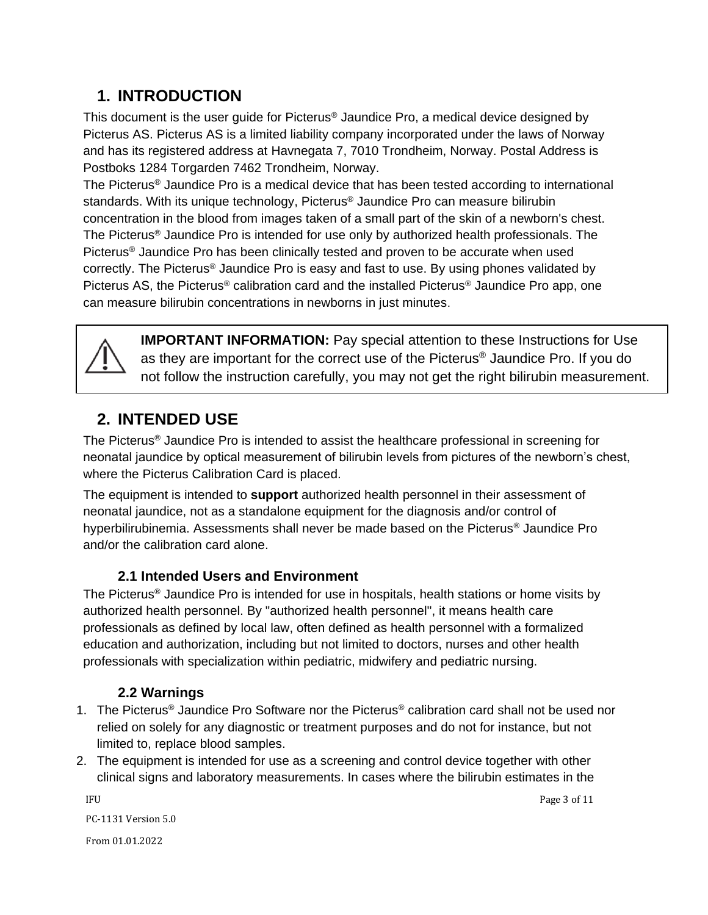## 1. INTRODUCTION

This document is the user guide for Picterus® Jaundice Pro, a medical device designed by Picterus AS. Picterus AS is a limited liability company incorporated under the laws of Norway and has its registered address at Havnegata 7, 7010 Trondheim, Norway. Postal Address is Postboks 1284 Torgarden 7462 Trondheim, Norway.
The Picterus® Jaundice Pro is a medical device that has been tested according to international standards. With its unique technology, Picterus® Jaundice Pro can measure bilirubin concentration in the blood from images taken of a small part of the skin of a newborn's chest. The Picterus® Jaundice Pro is intended for use only by authorized health professionals. The Picterus® Jaundice Pro has been clinically tested and proven to be accurate when used correctly. The Picterus® Jaundice Pro is easy and fast to use. By using phones validated by Picterus AS, the Picterus® calibration card and the installed Picterus® Jaundice Pro app, one can measure bilirubin concentrations in newborns in just minutes.

> ⚠ **IMPORTANT INFORMATION:** Pay special attention to these Instructions for Use as they are important for the correct use of the Picterus® Jaundice Pro. If you do not follow the instruction carefully, you may not get the right bilirubin measurement.

## 2. INTENDED USE

The Picterus® Jaundice Pro is intended to assist the healthcare professional in screening for neonatal jaundice by optical measurement of bilirubin levels from pictures of the newborn's chest, where the Picterus Calibration Card is placed.

The equipment is intended to **support** authorized health personnel in their assessment of neonatal jaundice, not as a standalone equipment for the diagnosis and/or control of hyperbilirubinemia. Assessments shall never be made based on the Picterus® Jaundice Pro and/or the calibration card alone.

### 2.1 Intended Users and Environment

The Picterus® Jaundice Pro is intended for use in hospitals, health stations or home visits by authorized health personnel. By "authorized health personnel", it means health care professionals as defined by local law, often defined as health personnel with a formalized education and authorization, including but not limited to doctors, nurses and other health professionals with specialization within pediatric, midwifery and pediatric nursing.

### 2.2 Warnings

1. The Picterus® Jaundice Pro Software nor the Picterus® calibration card shall not be used nor relied on solely for any diagnostic or treatment purposes and do not for instance, but not limited to, replace blood samples.
2. The equipment is intended for use as a screening and control device together with other clinical signs and laboratory measurements. In cases where the bilirubin estimates in the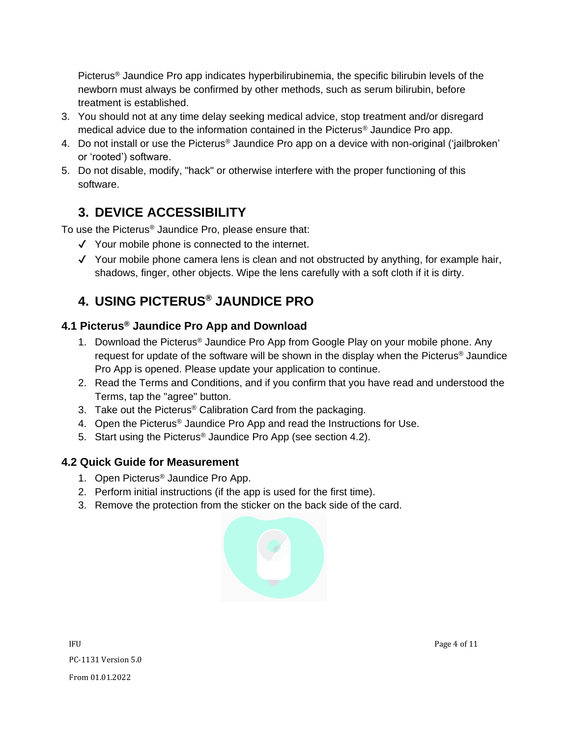Picterus® Jaundice Pro app indicates hyperbilirubinemia, the specific bilirubin levels of the newborn must always be confirmed by other methods, such as serum bilirubin, before treatment is established.

3. You should not at any time delay seeking medical advice, stop treatment and/or disregard medical advice due to the information contained in the Picterus® Jaundice Pro app.
4. Do not install or use the Picterus® Jaundice Pro app on a device with non-original ('jailbroken' or 'rooted') software.
5. Do not disable, modify, "hack" or otherwise interfere with the proper functioning of this software.

## 3. DEVICE ACCESSIBILITY

To use the Picterus® Jaundice Pro, please ensure that:

- ✓ Your mobile phone is connected to the internet.
- ✓ Your mobile phone camera lens is clean and not obstructed by anything, for example hair, shadows, finger, other objects. Wipe the lens carefully with a soft cloth if it is dirty.

## 4. USING PICTERUS® JAUNDICE PRO

### 4.1 Picterus® Jaundice Pro App and Download

1. Download the Picterus® Jaundice Pro App from Google Play on your mobile phone. Any request for update of the software will be shown in the display when the Picterus® Jaundice Pro App is opened. Please update your application to continue.
2. Read the Terms and Conditions, and if you confirm that you have read and understood the Terms, tap the "agree" button.
3. Take out the Picterus® Calibration Card from the packaging.
4. Open the Picterus® Jaundice Pro App and read the Instructions for Use.
5. Start using the Picterus® Jaundice Pro App (see section 4.2).

### 4.2 Quick Guide for Measurement

1. Open Picterus® Jaundice Pro App.
2. Perform initial instructions (if the app is used for the first time).
3. Remove the protection from the sticker on the back side of the card.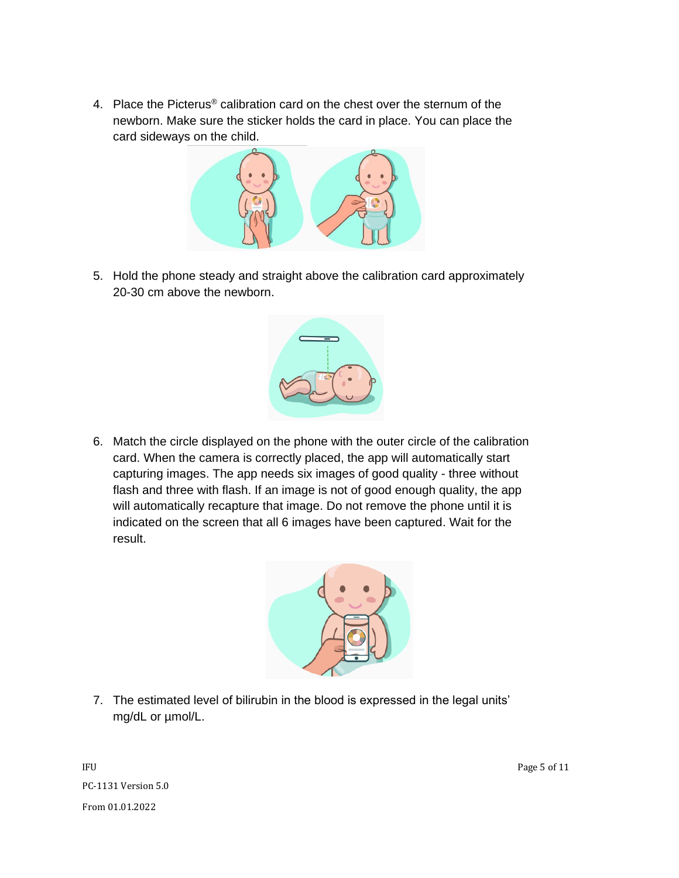4. Place the Picterus® calibration card on the chest over the sternum of the newborn. Make sure the sticker holds the card in place. You can place the card sideways on the child.

5. Hold the phone steady and straight above the calibration card approximately 20-30 cm above the newborn.

6. Match the circle displayed on the phone with the outer circle of the calibration card. When the camera is correctly placed, the app will automatically start capturing images. The app needs six images of good quality - three without flash and three with flash. If an image is not of good enough quality, the app will automatically recapture that image. Do not remove the phone until it is indicated on the screen that all 6 images have been captured. Wait for the result.

7. The estimated level of bilirubin in the blood is expressed in the legal units' mg/dL or µmol/L.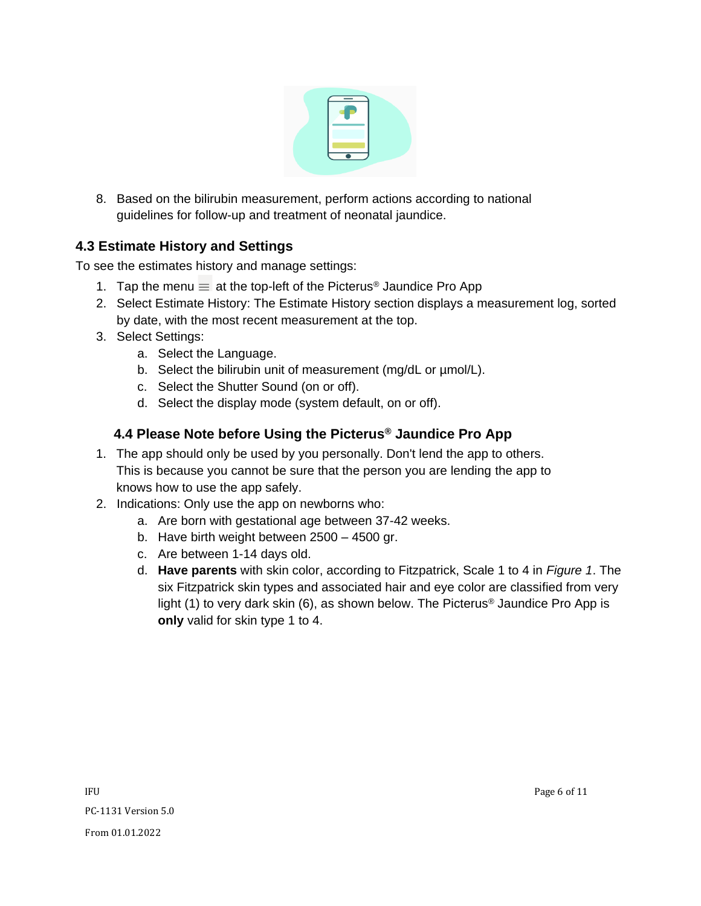8. Based on the bilirubin measurement, perform actions according to national guidelines for follow-up and treatment of neonatal jaundice.

### 4.3 Estimate History and Settings

To see the estimates history and manage settings:

1. Tap the menu ≡ at the top-left of the Picterus® Jaundice Pro App
2. Select Estimate History: The Estimate History section displays a measurement log, sorted by date, with the most recent measurement at the top.
3. Select Settings:
   a. Select the Language.
   b. Select the bilirubin unit of measurement (mg/dL or µmol/L).
   c. Select the Shutter Sound (on or off).
   d. Select the display mode (system default, on or off).

### 4.4 Please Note before Using the Picterus® Jaundice Pro App

1. The app should only be used by you personally. Don't lend the app to others. This is because you cannot be sure that the person you are lending the app to knows how to use the app safely.
2. Indications: Only use the app on newborns who:
   a. Are born with gestational age between 37-42 weeks.
   b. Have birth weight between 2500 – 4500 gr.
   c. Are between 1-14 days old.
   d. **Have parents** with skin color, according to Fitzpatrick, Scale 1 to 4 in *Figure 1*. The six Fitzpatrick skin types and associated hair and eye color are classified from very light (1) to very dark skin (6), as shown below. The Picterus® Jaundice Pro App is **only** valid for skin type 1 to 4.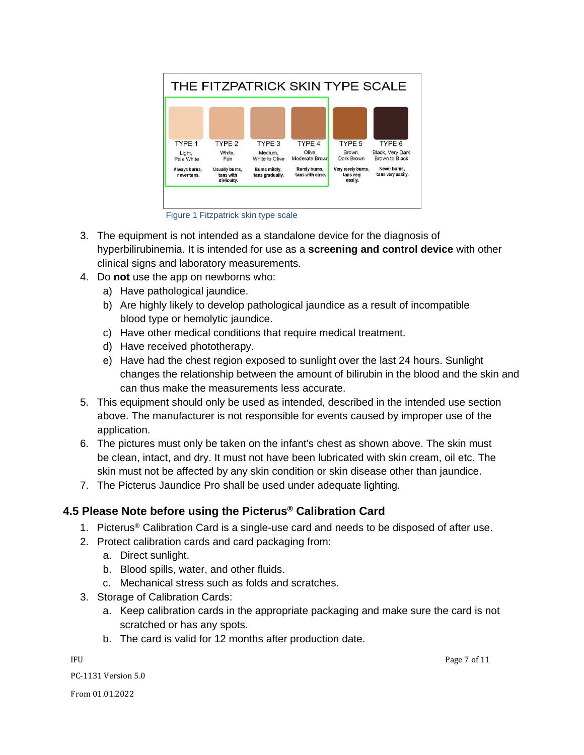THE FITZPATRICK SKIN TYPE SCALE

| TYPE 1 | TYPE 2 | TYPE 3 | TYPE 4 | TYPE 5 | TYPE 6 |
| --- | --- | --- | --- | --- | --- |
| Light, Pale White | White, Fair | Medium, White to Olive | Olive, Moderate Brown | Brown, Dark Brown | Black, Very Dark Brown to Black |
| Always burns, never tans. | Usually burns, tans with difficulty. | Burns mildly, tans gradually. | Rarely burns, tans with ease. | Very rarely burns, tans very easily. | Never burns, tans very easily. |

Figure 1 Fitzpatrick skin type scale

3. The equipment is not intended as a standalone device for the diagnosis of hyperbilirubinemia. It is intended for use as a **screening and control device** with other clinical signs and laboratory measurements.
4. Do **not** use the app on newborns who:
   a) Have pathological jaundice.
   b) Are highly likely to develop pathological jaundice as a result of incompatible blood type or hemolytic jaundice.
   c) Have other medical conditions that require medical treatment.
   d) Have received phototherapy.
   e) Have had the chest region exposed to sunlight over the last 24 hours. Sunlight changes the relationship between the amount of bilirubin in the blood and the skin and can thus make the measurements less accurate.
5. This equipment should only be used as intended, described in the intended use section above. The manufacturer is not responsible for events caused by improper use of the application.
6. The pictures must only be taken on the infant's chest as shown above. The skin must be clean, intact, and dry. It must not have been lubricated with skin cream, oil etc. The skin must not be affected by any skin condition or skin disease other than jaundice.
7. The Picterus Jaundice Pro shall be used under adequate lighting.

### 4.5 Please Note before using the Picterus® Calibration Card

1. Picterus® Calibration Card is a single-use card and needs to be disposed of after use.
2. Protect calibration cards and card packaging from:
   a. Direct sunlight.
   b. Blood spills, water, and other fluids.
   c. Mechanical stress such as folds and scratches.
3. Storage of Calibration Cards:
   a. Keep calibration cards in the appropriate packaging and make sure the card is not scratched or has any spots.
   b. The card is valid for 12 months after production date.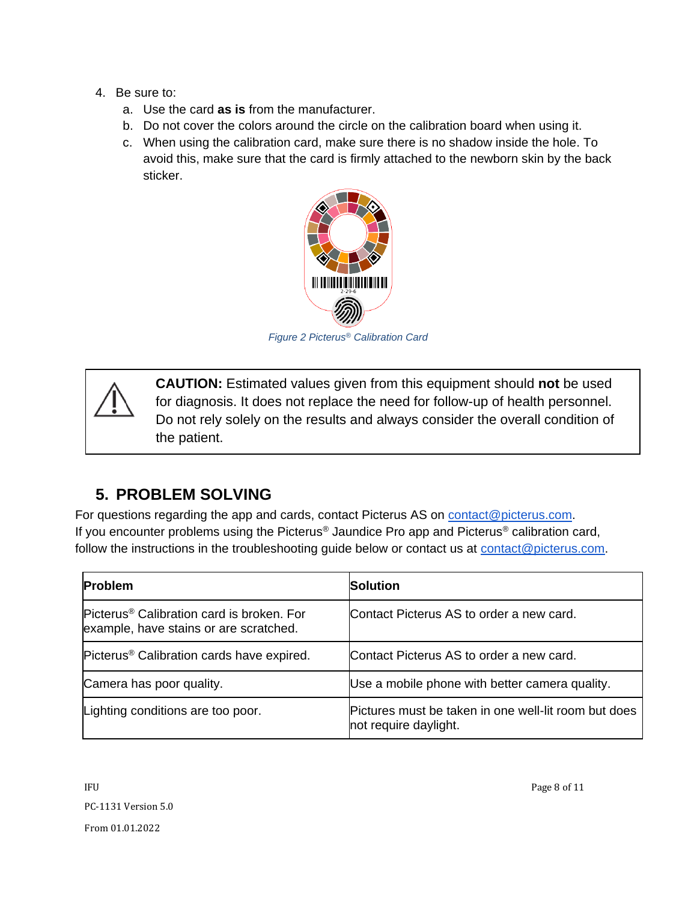4. Be sure to:
    a. Use the card **as is** from the manufacturer.
    b. Do not cover the colors around the circle on the calibration board when using it.
    c. When using the calibration card, make sure there is no shadow inside the hole. To avoid this, make sure that the card is firmly attached to the newborn skin by the back sticker.

*Figure 2 Picterus® Calibration Card*

> **CAUTION:** Estimated values given from this equipment should **not** be used for diagnosis. It does not replace the need for follow-up of health personnel. Do not rely solely on the results and always consider the overall condition of the patient.

## 5. PROBLEM SOLVING

For questions regarding the app and cards, contact Picterus AS on contact@picterus.com.
If you encounter problems using the Picterus® Jaundice Pro app and Picterus® calibration card, follow the instructions in the troubleshooting guide below or contact us at contact@picterus.com.

| Problem | Solution |
| --- | --- |
| Picterus® Calibration card is broken. For example, have stains or are scratched. | Contact Picterus AS to order a new card. |
| Picterus® Calibration cards have expired. | Contact Picterus AS to order a new card. |
| Camera has poor quality. | Use a mobile phone with better camera quality. |
| Lighting conditions are too poor. | Pictures must be taken in one well-lit room but does not require daylight. |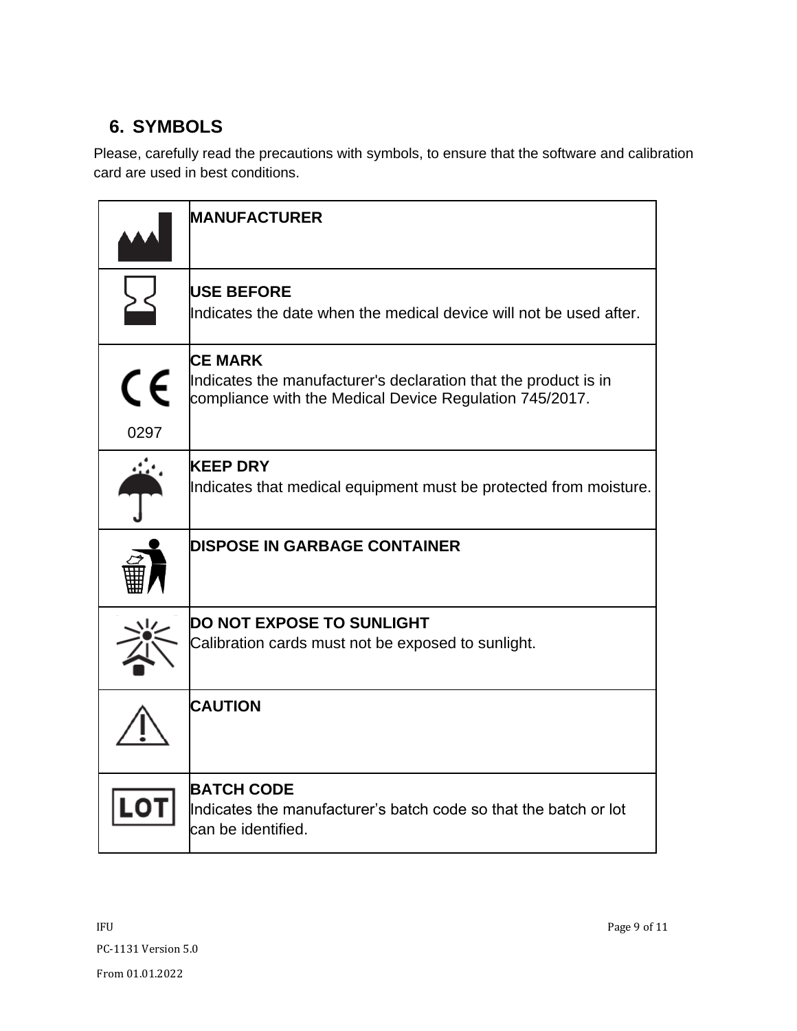## 6. SYMBOLS

Please, carefully read the precautions with symbols, to ensure that the software and calibration card are used in best conditions.

| | |
|---|---|
| | **MANUFACTURER** |
| | **USE BEFORE**<br>Indicates the date when the medical device will not be used after. |
| 0297 | **CE MARK**<br>Indicates the manufacturer's declaration that the product is in compliance with the Medical Device Regulation 745/2017. |
| | **KEEP DRY**<br>Indicates that medical equipment must be protected from moisture. |
| | **DISPOSE IN GARBAGE CONTAINER** |
| | **DO NOT EXPOSE TO SUNLIGHT**<br>Calibration cards must not be exposed to sunlight. |
| | **CAUTION** |
| LOT | **BATCH CODE**<br>Indicates the manufacturer's batch code so that the batch or lot can be identified. |

IFU

PC-1131 Version 5.0

From 01.01.2022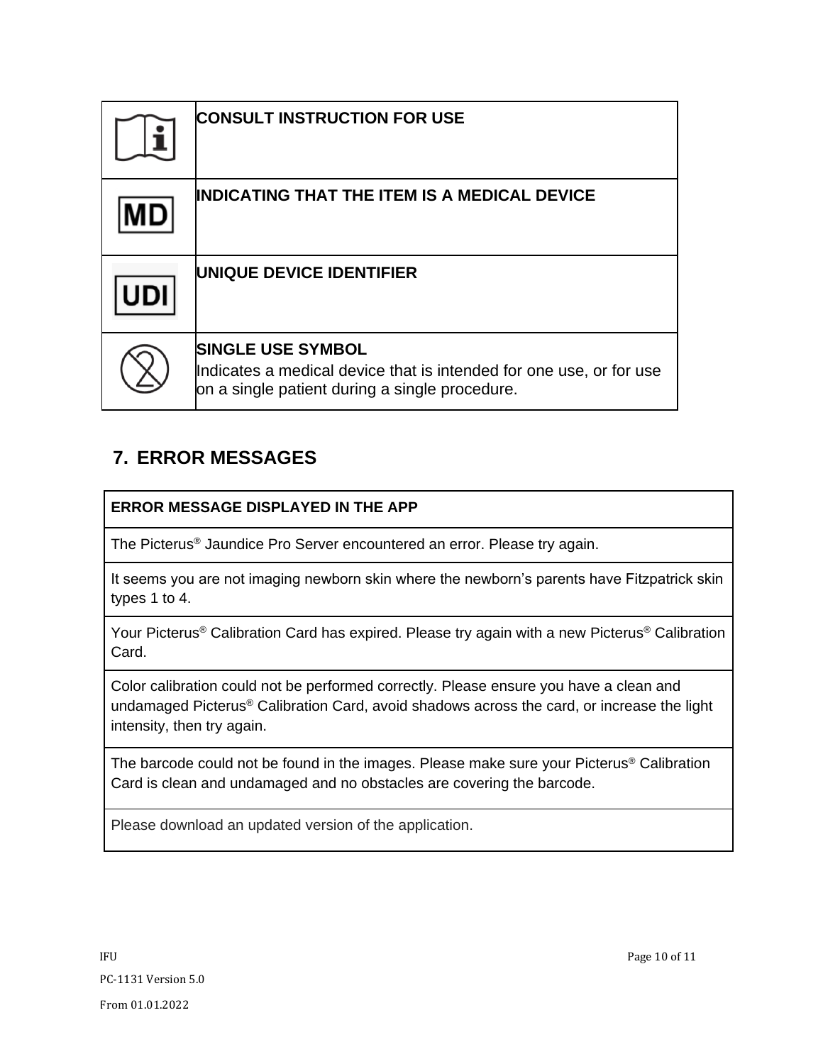| | |
|---|---|
| | **CONSULT INSTRUCTION FOR USE** |
| | **INDICATING THAT THE ITEM IS A MEDICAL DEVICE** |
| | **UNIQUE DEVICE IDENTIFIER** |
| | **SINGLE USE SYMBOL**<br>Indicates a medical device that is intended for one use, or for use on a single patient during a single procedure. |

## 7. ERROR MESSAGES

| ERROR MESSAGE DISPLAYED IN THE APP |
|---|
| The Picterus® Jaundice Pro Server encountered an error. Please try again. |
| It seems you are not imaging newborn skin where the newborn's parents have Fitzpatrick skin types 1 to 4. |
| Your Picterus® Calibration Card has expired. Please try again with a new Picterus® Calibration Card. |
| Color calibration could not be performed correctly. Please ensure you have a clean and undamaged Picterus® Calibration Card, avoid shadows across the card, or increase the light intensity, then try again. |
| The barcode could not be found in the images. Please make sure your Picterus® Calibration Card is clean and undamaged and no obstacles are covering the barcode. |
| Please download an updated version of the application. |

IFU

PC-1131 Version 5.0

From 01.01.2022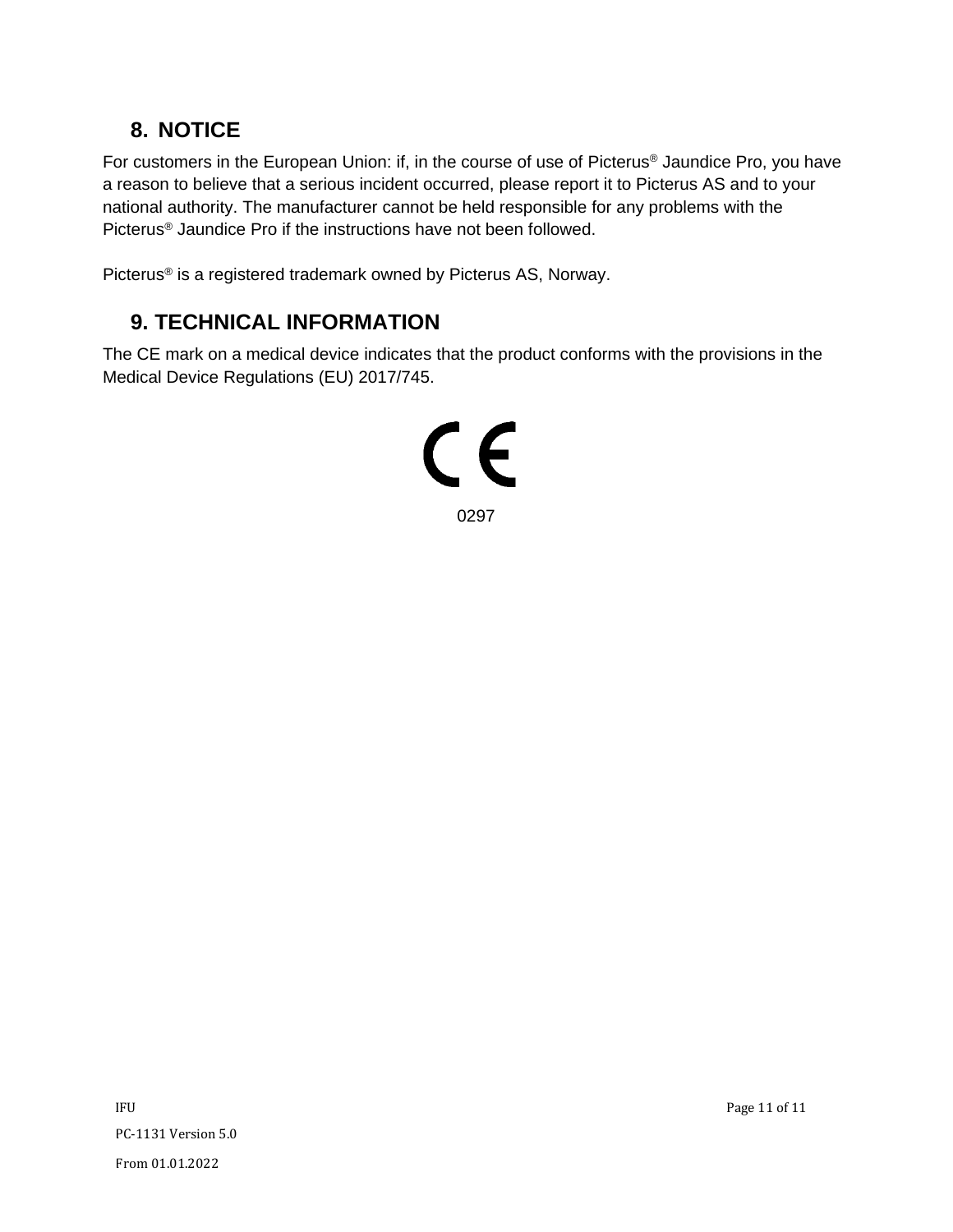## 8. NOTICE

For customers in the European Union: if, in the course of use of Picterus® Jaundice Pro, you have a reason to believe that a serious incident occurred, please report it to Picterus AS and to your national authority. The manufacturer cannot be held responsible for any problems with the Picterus® Jaundice Pro if the instructions have not been followed.

Picterus® is a registered trademark owned by Picterus AS, Norway.

## 9. TECHNICAL INFORMATION

The CE mark on a medical device indicates that the product conforms with the provisions in the Medical Device Regulations (EU) 2017/745.

CE

0297

IFU

PC-1131 Version 5.0

From 01.01.2022